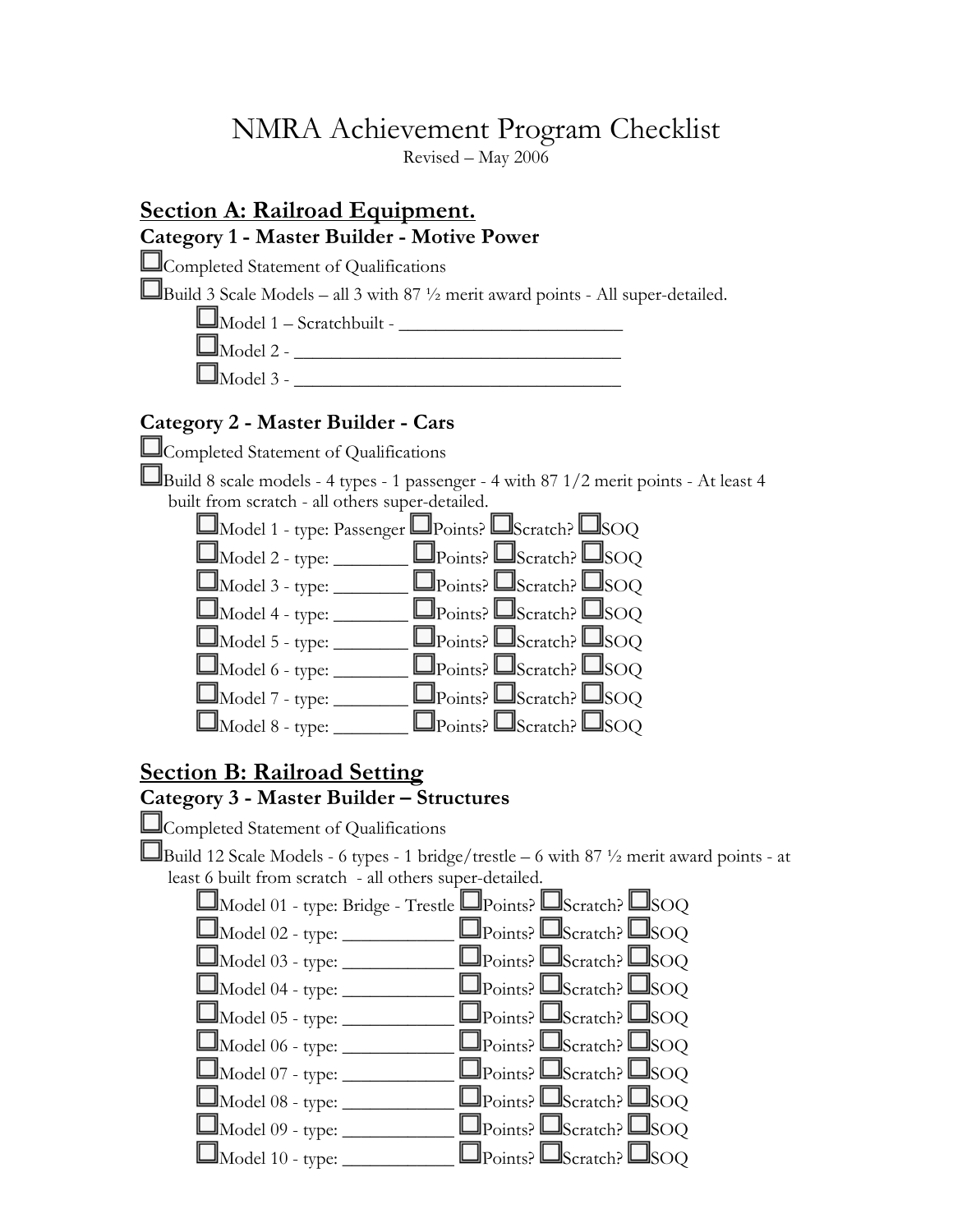# NMRA Achievement Program Checklist

Revised – May 2006

## Section A: Railroad Equipment.

### Category 1 - Master Builder - Motive Power

- [ ] Completed Statement of Qualifications
- [ ] Build 3 Scale Models – all 3 with 87 ½ merit award points - All super-detailed.
  - [ ] Model 1 – Scratchbuilt - ________________________
  - [ ] Model 2 - __________________________________
  - [ ] Model 3 - __________________________________

### Category 2 - Master Builder - Cars

- [ ] Completed Statement of Qualifications
- [ ] Build 8 scale models - 4 types - 1 passenger - 4 with 87 1/2 merit points - At least 4 built from scratch - all others super-detailed.
  - [ ] Model 1 - type: Passenger [ ] Points? [ ] Scratch? [ ] SOQ
  - [ ] Model 2 - type: ________ [ ] Points? [ ] Scratch? [ ] SOQ
  - [ ] Model 3 - type: ________ [ ] Points? [ ] Scratch? [ ] SOQ
  - [ ] Model 4 - type: ________ [ ] Points? [ ] Scratch? [ ] SOQ
  - [ ] Model 5 - type: ________ [ ] Points? [ ] Scratch? [ ] SOQ
  - [ ] Model 6 - type: ________ [ ] Points? [ ] Scratch? [ ] SOQ
  - [ ] Model 7 - type: ________ [ ] Points? [ ] Scratch? [ ] SOQ
  - [ ] Model 8 - type: ________ [ ] Points? [ ] Scratch? [ ] SOQ

## Section B: Railroad Setting

### Category 3 - Master Builder – Structures

- [ ] Completed Statement of Qualifications
- [ ] Build 12 Scale Models - 6 types - 1 bridge/trestle – 6 with 87 ½ merit award points - at least 6 built from scratch - all others super-detailed.
  - [ ] Model 01 - type: Bridge - Trestle [ ] Points? [ ] Scratch? [ ] SOQ
  - [ ] Model 02 - type: ____________ [ ] Points? [ ] Scratch? [ ] SOQ
  - [ ] Model 03 - type: ____________ [ ] Points? [ ] Scratch? [ ] SOQ
  - [ ] Model 04 - type: ____________ [ ] Points? [ ] Scratch? [ ] SOQ
  - [ ] Model 05 - type: ____________ [ ] Points? [ ] Scratch? [ ] SOQ
  - [ ] Model 06 - type: ____________ [ ] Points? [ ] Scratch? [ ] SOQ
  - [ ] Model 07 - type: ____________ [ ] Points? [ ] Scratch? [ ] SOQ
  - [ ] Model 08 - type: ____________ [ ] Points? [ ] Scratch? [ ] SOQ
  - [ ] Model 09 - type: ____________ [ ] Points? [ ] Scratch? [ ] SOQ
  - [ ] Model 10 - type: ____________ [ ] Points? [ ] Scratch? [ ] SOQ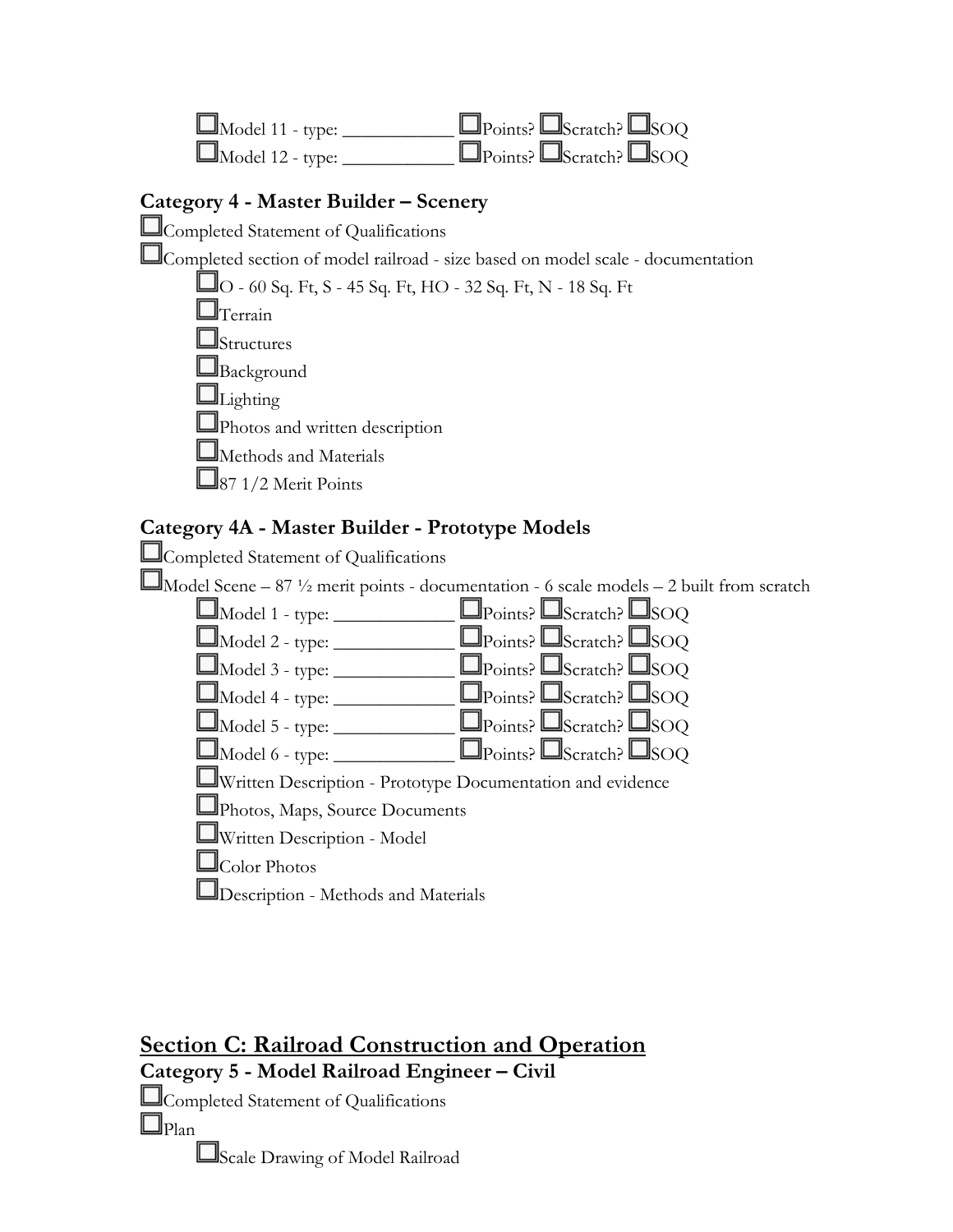- ☐ Model 11 - type: ____________ ☐ Points? ☐ Scratch? ☐ SOQ
- ☐ Model 12 - type: ____________ ☐ Points? ☐ Scratch? ☐ SOQ

### Category 4 - Master Builder – Scenery

☐ Completed Statement of Qualifications

☐ Completed section of model railroad - size based on model scale - documentation

- ☐ O - 60 Sq. Ft, S - 45 Sq. Ft, HO - 32 Sq. Ft, N - 18 Sq. Ft
- ☐ Terrain
- ☐ Structures
- ☐ Background
- ☐ Lighting
- ☐ Photos and written description
- ☐ Methods and Materials
- ☐ 87 1/2 Merit Points

### Category 4A - Master Builder - Prototype Models

☐ Completed Statement of Qualifications

☐ Model Scene – 87 ½ merit points - documentation - 6 scale models – 2 built from scratch

- ☐ Model 1 - type: _____________ ☐ Points? ☐ Scratch? ☐ SOQ
- ☐ Model 2 - type: _____________ ☐ Points? ☐ Scratch? ☐ SOQ
- ☐ Model 3 - type: _____________ ☐ Points? ☐ Scratch? ☐ SOQ
- ☐ Model 4 - type: _____________ ☐ Points? ☐ Scratch? ☐ SOQ
- ☐ Model 5 - type: _____________ ☐ Points? ☐ Scratch? ☐ SOQ
- ☐ Model 6 - type: _____________ ☐ Points? ☐ Scratch? ☐ SOQ
- ☐ Written Description - Prototype Documentation and evidence
- ☐ Photos, Maps, Source Documents
- ☐ Written Description - Model
- ☐ Color Photos
- ☐ Description - Methods and Materials

## Section C: Railroad Construction and Operation

### Category 5 - Model Railroad Engineer – Civil

☐ Completed Statement of Qualifications

☐ Plan

- ☐ Scale Drawing of Model Railroad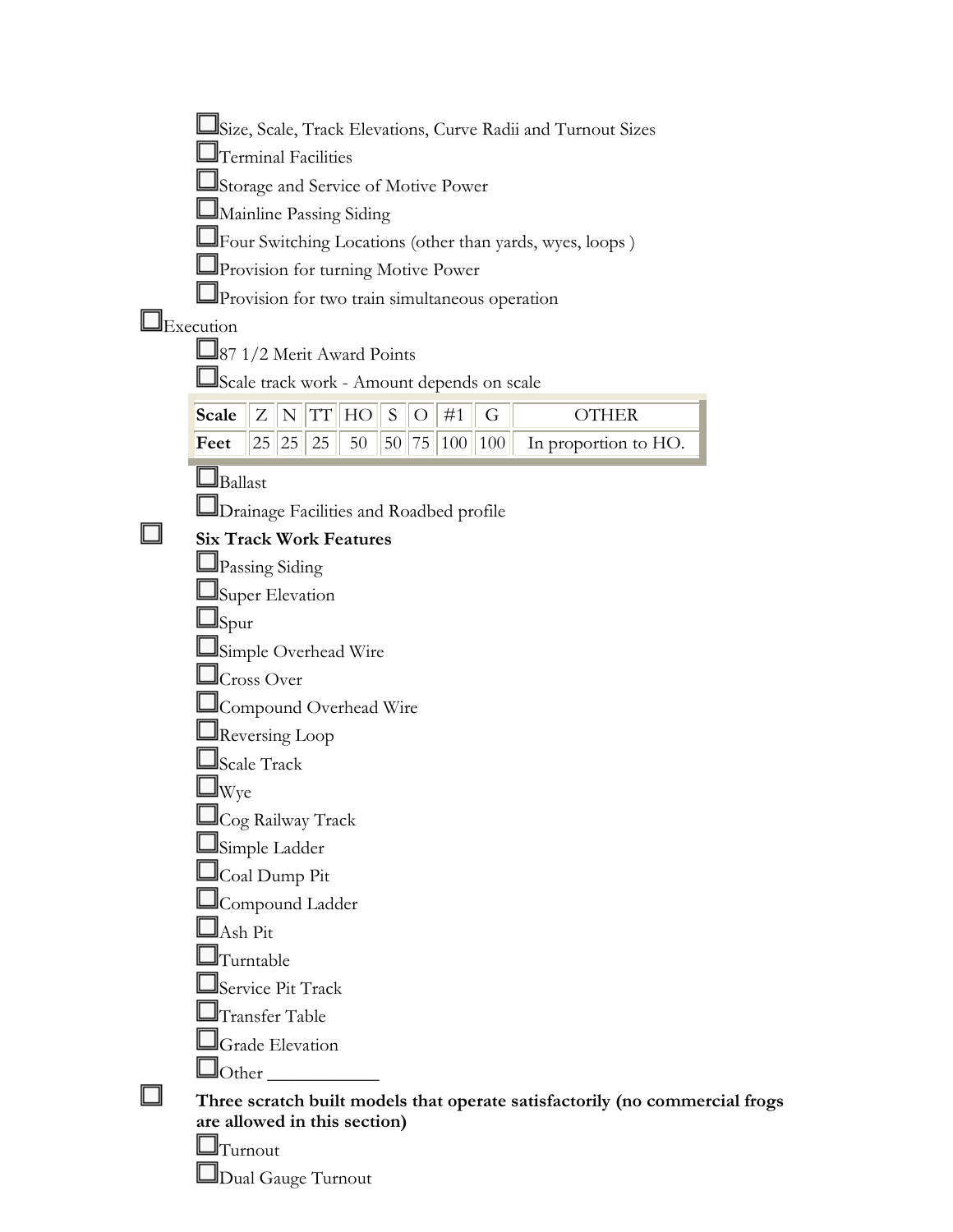- ☐ Size, Scale, Track Elevations, Curve Radii and Turnout Sizes
- ☐ Terminal Facilities
- ☐ Storage and Service of Motive Power
- ☐ Mainline Passing Siding
- ☐ Four Switching Locations (other than yards, wyes, loops )
- ☐ Provision for turning Motive Power
- ☐ Provision for two train simultaneous operation

☐ Execution

- ☐ 87 1/2 Merit Award Points
- ☐ Scale track work - Amount depends on scale

| Scale | Z | N | TT | HO | S | O | #1 | G | OTHER |
|---|---|---|---|---|---|---|---|---|---|
| Feet | 25 | 25 | 25 | 50 | 50 | 75 | 100 | 100 | In proportion to HO. |

- ☐ Ballast
- ☐ Drainage Facilities and Roadbed profile

☐ **Six Track Work Features**

- ☐ Passing Siding
- ☐ Super Elevation
- ☐ Spur
- ☐ Simple Overhead Wire
- ☐ Cross Over
- ☐ Compound Overhead Wire
- ☐ Reversing Loop
- ☐ Scale Track
- ☐ Wye
- ☐ Cog Railway Track
- ☐ Simple Ladder
- ☐ Coal Dump Pit
- ☐ Compound Ladder
- ☐ Ash Pit
- ☐ Turntable
- ☐ Service Pit Track
- ☐ Transfer Table
- ☐ Grade Elevation
- ☐ Other ____________

☐ **Three scratch built models that operate satisfactorily (no commercial frogs are allowed in this section)**

- ☐ Turnout
- ☐ Dual Gauge Turnout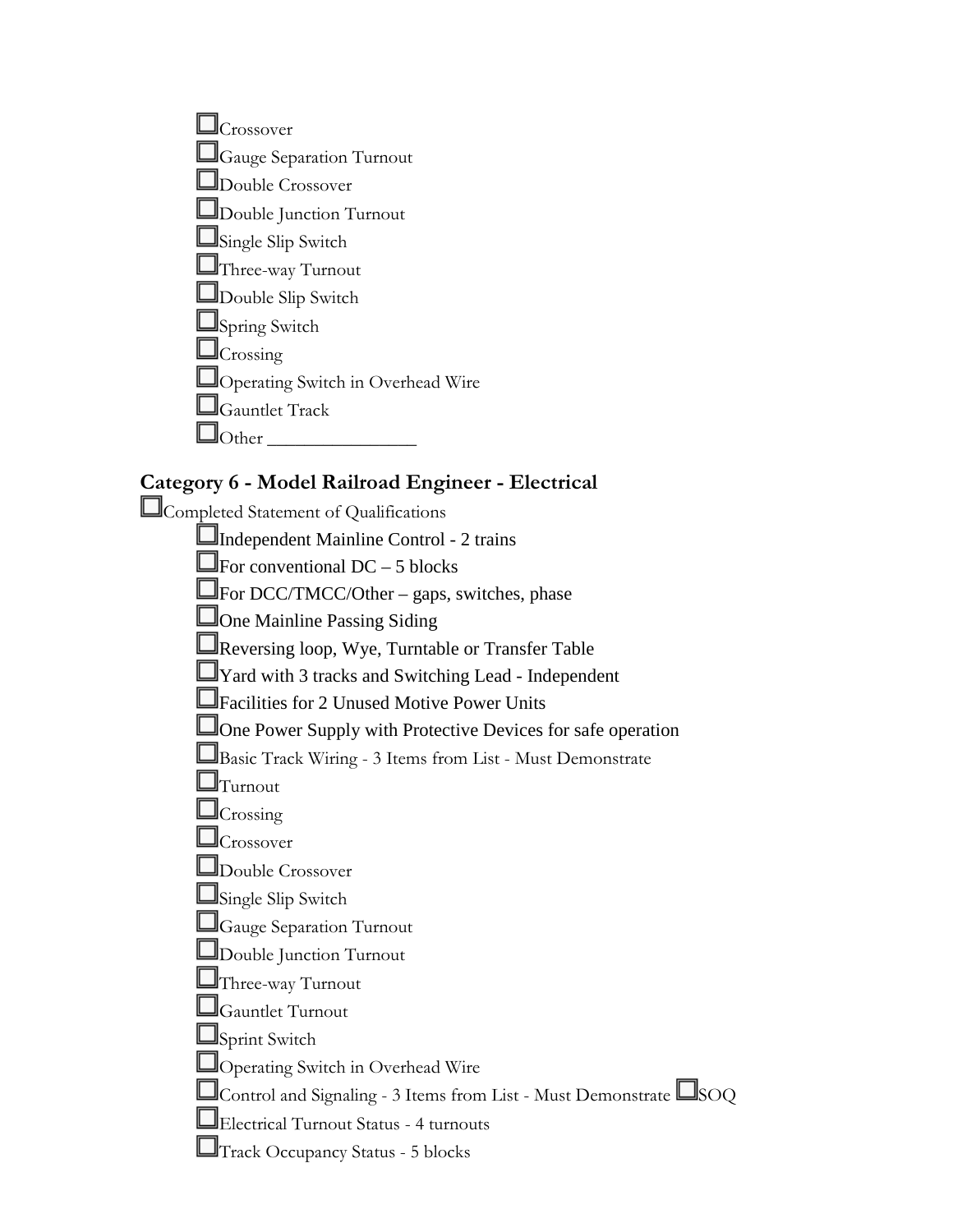- ☐ Crossover
- ☐ Gauge Separation Turnout
- ☐ Double Crossover
- ☐ Double Junction Turnout
- ☐ Single Slip Switch
- ☐ Three-way Turnout
- ☐ Double Slip Switch
- ☐ Spring Switch
- ☐ Crossing
- ☐ Operating Switch in Overhead Wire
- ☐ Gauntlet Track
- ☐ Other ________________

### Category 6 - Model Railroad Engineer - Electrical

☐ Completed Statement of Qualifications

- ☐ Independent Mainline Control - 2 trains
- ☐ For conventional DC – 5 blocks
- ☐ For DCC/TMCC/Other – gaps, switches, phase
- ☐ One Mainline Passing Siding
- ☐ Reversing loop, Wye, Turntable or Transfer Table
- ☐ Yard with 3 tracks and Switching Lead - Independent
- ☐ Facilities for 2 Unused Motive Power Units
- ☐ One Power Supply with Protective Devices for safe operation
- ☐ Basic Track Wiring - 3 Items from List - Must Demonstrate
- ☐ Turnout
- ☐ Crossing
- ☐ Crossover
- ☐ Double Crossover
- ☐ Single Slip Switch
- ☐ Gauge Separation Turnout
- ☐ Double Junction Turnout
- ☐ Three-way Turnout
- ☐ Gauntlet Turnout
- ☐ Sprint Switch
- ☐ Operating Switch in Overhead Wire
- ☐ Control and Signaling - 3 Items from List - Must Demonstrate ☐ SOQ
- ☐ Electrical Turnout Status - 4 turnouts
- ☐ Track Occupancy Status - 5 blocks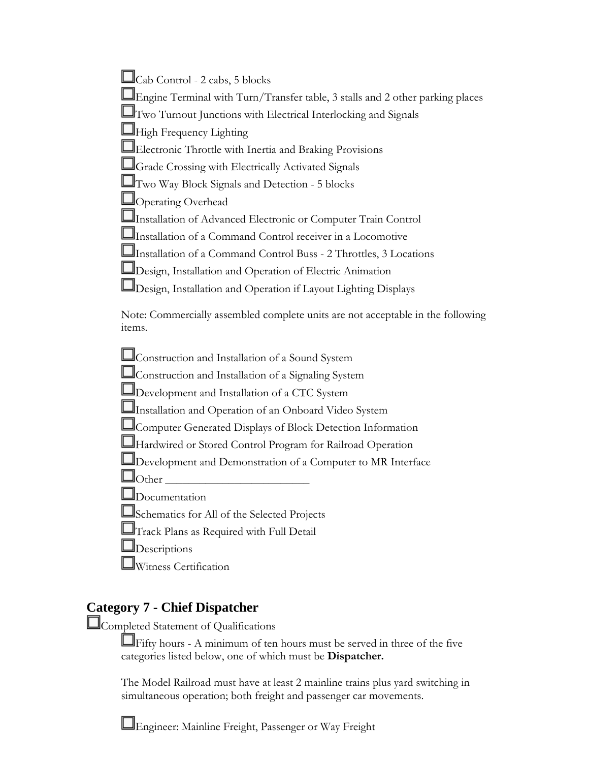- [ ] Cab Control - 2 cabs, 5 blocks
- [ ] Engine Terminal with Turn/Transfer table, 3 stalls and 2 other parking places
- [ ] Two Turnout Junctions with Electrical Interlocking and Signals
- [ ] High Frequency Lighting
- [ ] Electronic Throttle with Inertia and Braking Provisions
- [ ] Grade Crossing with Electrically Activated Signals
- [ ] Two Way Block Signals and Detection - 5 blocks
- [ ] Operating Overhead
- [ ] Installation of Advanced Electronic or Computer Train Control
- [ ] Installation of a Command Control receiver in a Locomotive
- [ ] Installation of a Command Control Buss - 2 Throttles, 3 Locations
- [ ] Design, Installation and Operation of Electric Animation
- [ ] Design, Installation and Operation if Layout Lighting Displays

Note: Commercially assembled complete units are not acceptable in the following items.

- [ ] Construction and Installation of a Sound System
- [ ] Construction and Installation of a Signaling System
- [ ] Development and Installation of a CTC System
- [ ] Installation and Operation of an Onboard Video System
- [ ] Computer Generated Displays of Block Detection Information
- [ ] Hardwired or Stored Control Program for Railroad Operation
- [ ] Development and Demonstration of a Computer to MR Interface
- [ ] Other _________________________
- [ ] Documentation
- [ ] Schematics for All of the Selected Projects
- [ ] Track Plans as Required with Full Detail
- [ ] Descriptions
- [ ] Witness Certification

## Category 7 - Chief Dispatcher

- [ ] Completed Statement of Qualifications

  - [ ] Fifty hours - A minimum of ten hours must be served in three of the five categories listed below, one of which must be **Dispatcher.**

  The Model Railroad must have at least 2 mainline trains plus yard switching in simultaneous operation; both freight and passenger car movements.

  - [ ] Engineer: Mainline Freight, Passenger or Way Freight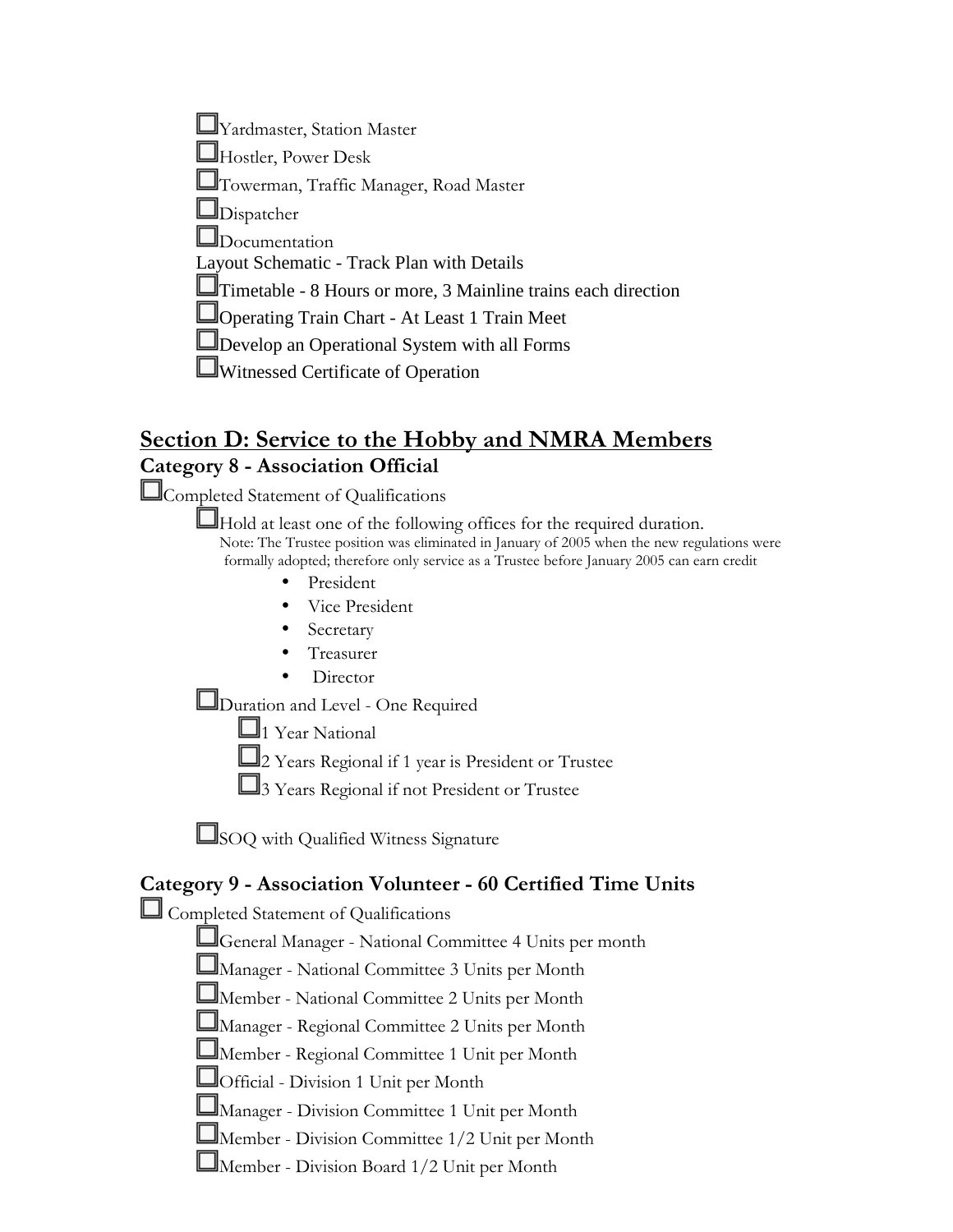- ☐Yardmaster, Station Master
- ☐Hostler, Power Desk
- ☐Towerman, Traffic Manager, Road Master
- ☐Dispatcher
- ☐Documentation

Layout Schematic - Track Plan with Details

- ☐Timetable - 8 Hours or more, 3 Mainline trains each direction
- ☐Operating Train Chart - At Least 1 Train Meet
- ☐Develop an Operational System with all Forms
- ☐Witnessed Certificate of Operation

## Section D: Service to the Hobby and NMRA Members

### Category 8 - Association Official

☐Completed Statement of Qualifications

- ☐Hold at least one of the following offices for the required duration.

  Note: The Trustee position was eliminated in January of 2005 when the new regulations were formally adopted; therefore only service as a Trustee before January 2005 can earn credit

  - President
  - Vice President
  - Secretary
  - Treasurer
  - Director

- ☐Duration and Level - One Required
  - ☐1 Year National
  - ☐2 Years Regional if 1 year is President or Trustee
  - ☐3 Years Regional if not President or Trustee

- ☐SOQ with Qualified Witness Signature

### Category 9 - Association Volunteer - 60 Certified Time Units

☐ Completed Statement of Qualifications

- ☐General Manager - National Committee 4 Units per month
- ☐Manager - National Committee 3 Units per Month
- ☐Member - National Committee 2 Units per Month
- ☐Manager - Regional Committee 2 Units per Month
- ☐Member - Regional Committee 1 Unit per Month
- ☐Official - Division 1 Unit per Month
- ☐Manager - Division Committee 1 Unit per Month
- ☐Member - Division Committee 1/2 Unit per Month
- ☐Member - Division Board 1/2 Unit per Month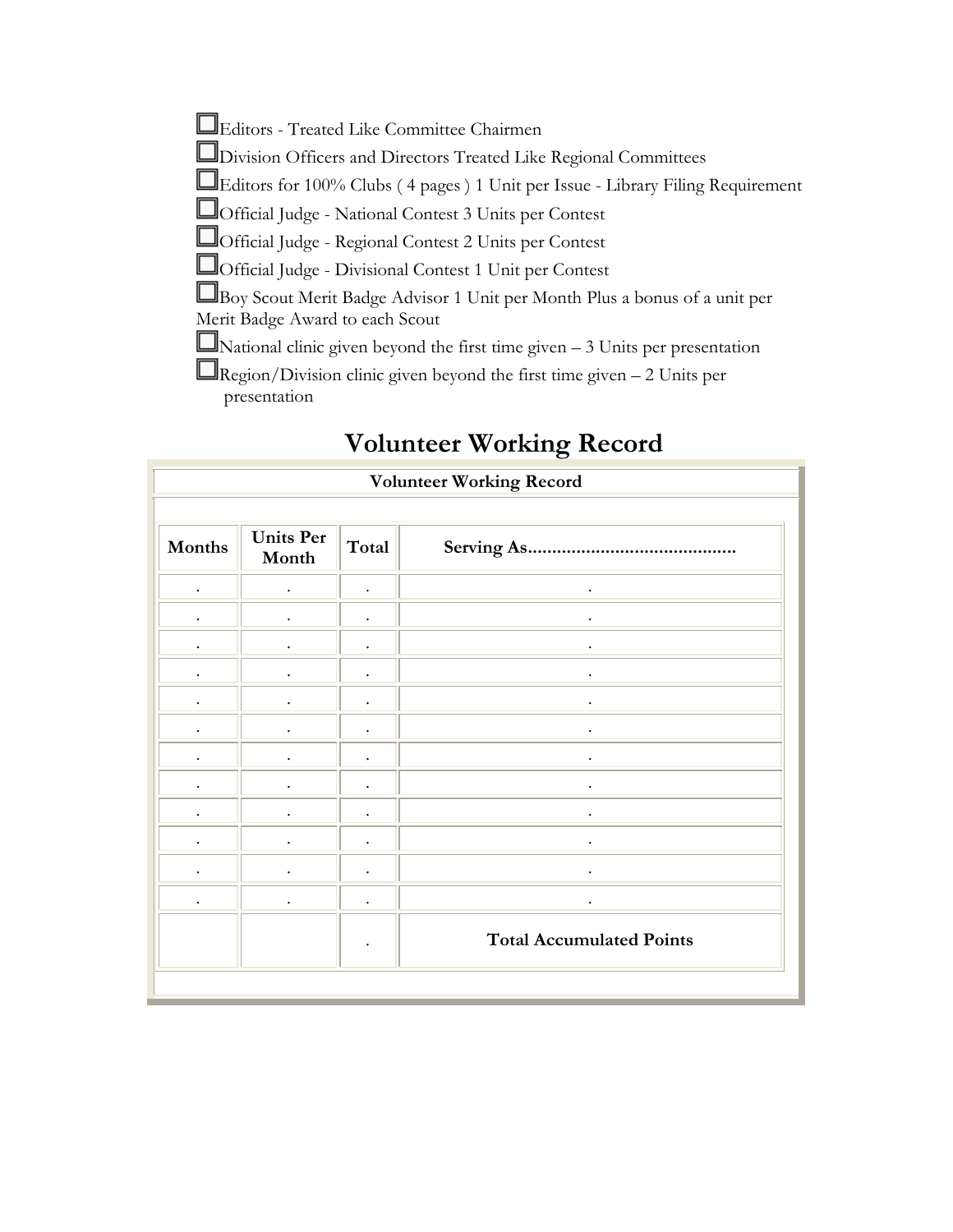- Editors - Treated Like Committee Chairmen
- Division Officers and Directors Treated Like Regional Committees
- Editors for 100% Clubs ( 4 pages ) 1 Unit per Issue - Library Filing Requirement
- Official Judge - National Contest 3 Units per Contest
- Official Judge - Regional Contest 2 Units per Contest
- Official Judge - Divisional Contest 1 Unit per Contest
- Boy Scout Merit Badge Advisor 1 Unit per Month Plus a bonus of a unit per Merit Badge Award to each Scout
- National clinic given beyond the first time given – 3 Units per presentation
- Region/Division clinic given beyond the first time given – 2 Units per presentation

# Volunteer Working Record

| Volunteer Working Record | | | |
|---|---|---|---|
| **Months** | **Units Per Month** | **Total** | **Serving As..........................................** |
| . | . | . | . |
| . | . | . | . |
| . | . | . | . |
| . | . | . | . |
| . | . | . | . |
| . | . | . | . |
| . | . | . | . |
| . | . | . | . |
| . | . | . | . |
| . | . | . | . |
| . | . | . | . |
| . | . | . | . |
| | | . | **Total Accumulated Points** |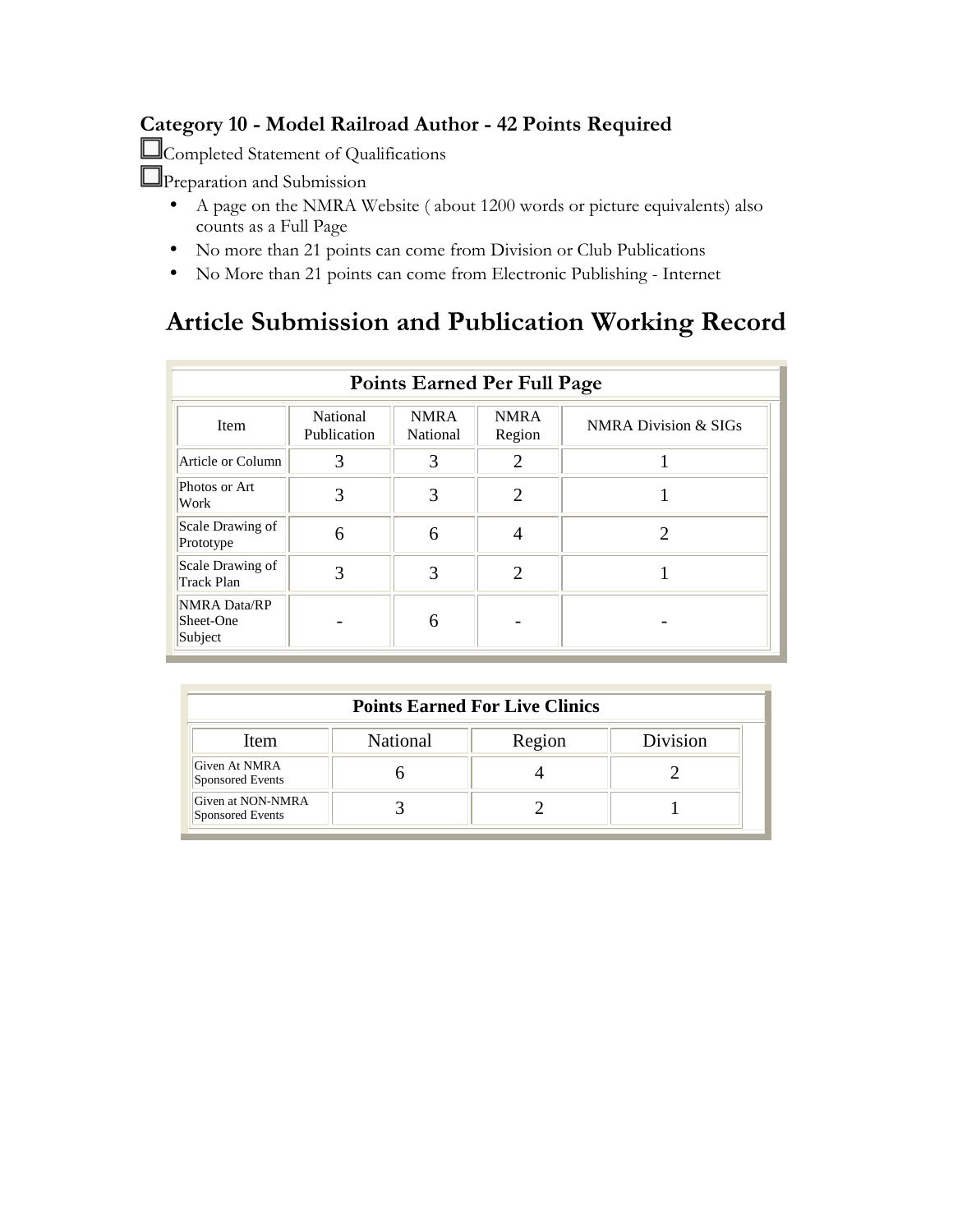### Category 10 - Model Railroad Author - 42 Points Required

☐ Completed Statement of Qualifications

☐ Preparation and Submission

- A page on the NMRA Website ( about 1200 words or picture equivalents) also counts as a Full Page
- No more than 21 points can come from Division or Club Publications
- No More than 21 points can come from Electronic Publishing - Internet

## Article Submission and Publication Working Record

**Points Earned Per Full Page**

| Item | National Publication | NMRA National | NMRA Region | NMRA Division & SIGs |
|---|---|---|---|---|
| Article or Column | 3 | 3 | 2 | 1 |
| Photos or Art Work | 3 | 3 | 2 | 1 |
| Scale Drawing of Prototype | 6 | 6 | 4 | 2 |
| Scale Drawing of Track Plan | 3 | 3 | 2 | 1 |
| NMRA Data/RP Sheet-One Subject | - | 6 | - | - |

**Points Earned For Live Clinics**

| Item | National | Region | Division |
|---|---|---|---|
| Given At NMRA Sponsored Events | 6 | 4 | 2 |
| Given at NON-NMRA Sponsored Events | 3 | 2 | 1 |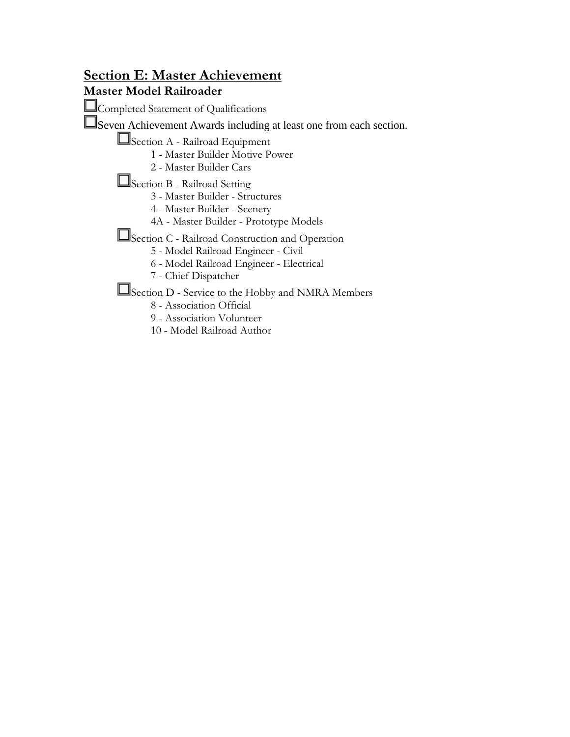## Section E: Master Achievement

### Master Model Railroader

- ☐ Completed Statement of Qualifications
- ☐ Seven Achievement Awards including at least one from each section.
  - ☐ Section A - Railroad Equipment
    - 1 - Master Builder Motive Power
    - 2 - Master Builder Cars
  - ☐ Section B - Railroad Setting
    - 3 - Master Builder - Structures
    - 4 - Master Builder - Scenery
    - 4A - Master Builder - Prototype Models
  - ☐ Section C - Railroad Construction and Operation
    - 5 - Model Railroad Engineer - Civil
    - 6 - Model Railroad Engineer - Electrical
    - 7 - Chief Dispatcher
  - ☐ Section D - Service to the Hobby and NMRA Members
    - 8 - Association Official
    - 9 - Association Volunteer
    - 10 - Model Railroad Author